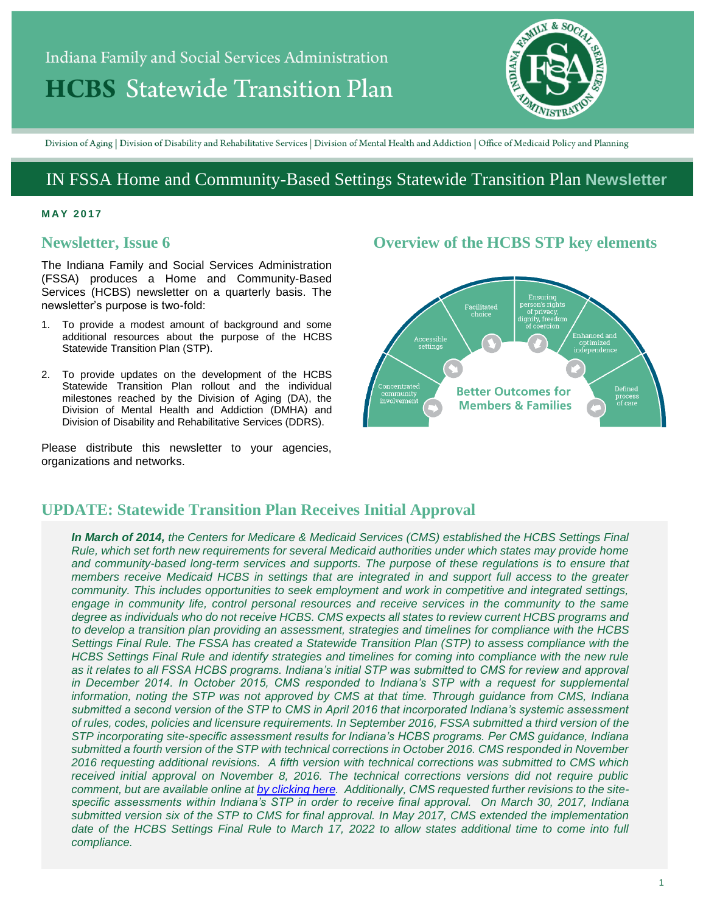# Indiana Family and Social Services Administration

# HCBS Statewide Transition Plan

Division of Aging | Division of Disability and Rehabilitative Services | Division of Mental Health and Addiction | Office of Medicaid Policy and Planning

## IN FSSA Home and Community-Based Settings Statewide Transition Plan Newsletter

**MAY 2017**

## Newsletter, Issue 6

The Indiana Family and Social Services Administration (FSSA) produces a Home and Community-Based Services (HCBS) newsletter on a quarterly basis. The newsletter's purpose is two-fold:

1. To provide a modest amount of background and some additional resources about the purpose of the HCBS Statewide Transition Plan (STP).
2. To provide updates on the development of the HCBS Statewide Transition Plan rollout and the individual milestones reached by the Division of Aging (DA), the Division of Mental Health and Addiction (DMHA) and Division of Disability and Rehabilitative Services (DDRS).

Please distribute this newsletter to your agencies, organizations and networks.

## Overview of the HCBS STP key elements

- Concentrated community involvement
- Accessible settings
- Facilitated choice
- Ensuring person's rights of privacy, dignity, freedom of coercion
- Enhanced and optimized independence
- Defined process of care

**Better Outcomes for Members & Families**

## UPDATE: Statewide Transition Plan Receives Initial Approval

***In March of 2014,*** *the Centers for Medicare & Medicaid Services (CMS) established the HCBS Settings Final Rule, which set forth new requirements for several Medicaid authorities under which states may provide home and community-based long-term services and supports. The purpose of these regulations is to ensure that members receive Medicaid HCBS in settings that are integrated in and support full access to the greater community. This includes opportunities to seek employment and work in competitive and integrated settings, engage in community life, control personal resources and receive services in the community to the same degree as individuals who do not receive HCBS. CMS expects all states to review current HCBS programs and to develop a transition plan providing an assessment, strategies and timelines for compliance with the HCBS Settings Final Rule. The FSSA has created a Statewide Transition Plan (STP) to assess compliance with the HCBS Settings Final Rule and identify strategies and timelines for coming into compliance with the new rule as it relates to all FSSA HCBS programs. Indiana's initial STP was submitted to CMS for review and approval in December 2014. In October 2015, CMS responded to Indiana's STP with a request for supplemental information, noting the STP was not approved by CMS at that time. Through guidance from CMS, Indiana submitted a second version of the STP to CMS in April 2016 that incorporated Indiana's systemic assessment of rules, codes, policies and licensure requirements. In September 2016, FSSA submitted a third version of the STP incorporating site-specific assessment results for Indiana's HCBS programs. Per CMS guidance, Indiana submitted a fourth version of the STP with technical corrections in October 2016. CMS responded in November 2016 requesting additional revisions. A fifth version with technical corrections was submitted to CMS which received initial approval on November 8, 2016. The technical corrections versions did not require public comment, but are available online at [by clicking here]. Additionally, CMS requested further revisions to the site-specific assessments within Indiana's STP in order to receive final approval. On March 30, 2017, Indiana submitted version six of the STP to CMS for final approval. In May 2017, CMS extended the implementation date of the HCBS Settings Final Rule to March 17, 2022 to allow states additional time to come into full compliance.*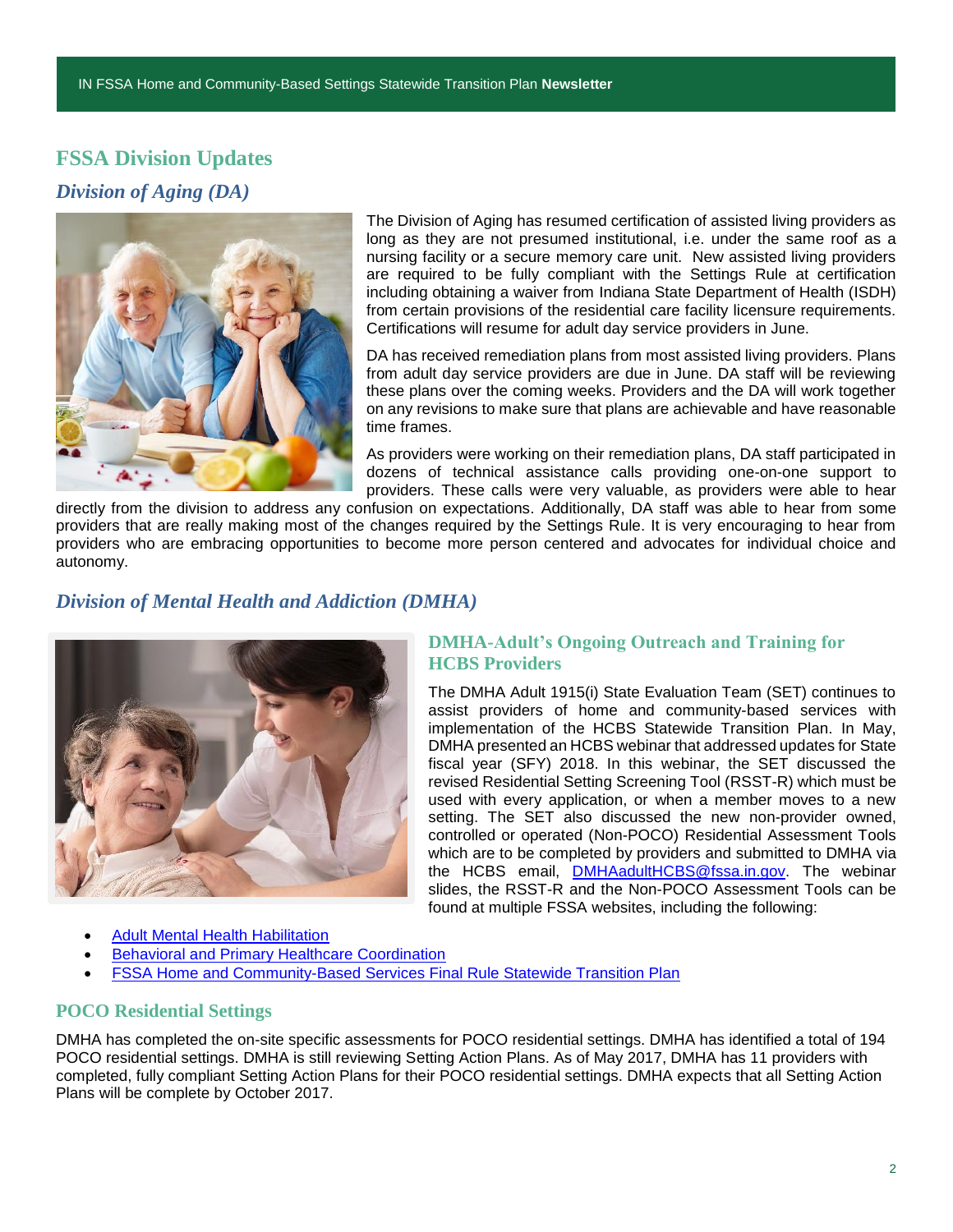# FSSA Division Updates

## *Division of Aging (DA)*

The Division of Aging has resumed certification of assisted living providers as long as they are not presumed institutional, i.e. under the same roof as a nursing facility or a secure memory care unit. New assisted living providers are required to be fully compliant with the Settings Rule at certification including obtaining a waiver from Indiana State Department of Health (ISDH) from certain provisions of the residential care facility licensure requirements. Certifications will resume for adult day service providers in June.

DA has received remediation plans from most assisted living providers. Plans from adult day service providers are due in June. DA staff will be reviewing these plans over the coming weeks. Providers and the DA will work together on any revisions to make sure that plans are achievable and have reasonable time frames.

As providers were working on their remediation plans, DA staff participated in dozens of technical assistance calls providing one-on-one support to providers. These calls were very valuable, as providers were able to hear directly from the division to address any confusion on expectations. Additionally, DA staff was able to hear from some providers that are really making most of the changes required by the Settings Rule. It is very encouraging to hear from providers who are embracing opportunities to become more person centered and advocates for individual choice and autonomy.

## *Division of Mental Health and Addiction (DMHA)*

### DMHA-Adult's Ongoing Outreach and Training for HCBS Providers

The DMHA Adult 1915(i) State Evaluation Team (SET) continues to assist providers of home and community-based services with implementation of the HCBS Statewide Transition Plan. In May, DMHA presented an HCBS webinar that addressed updates for State fiscal year (SFY) 2018. In this webinar, the SET discussed the revised Residential Setting Screening Tool (RSST-R) which must be used with every application, or when a member moves to a new setting. The SET also discussed the new non-provider owned, controlled or operated (Non-POCO) Residential Assessment Tools which are to be completed by providers and submitted to DMHA via the HCBS email, DMHAadultHCBS@fssa.in.gov. The webinar slides, the RSST-R and the Non-POCO Assessment Tools can be found at multiple FSSA websites, including the following:

- Adult Mental Health Habilitation
- Behavioral and Primary Healthcare Coordination
- FSSA Home and Community-Based Services Final Rule Statewide Transition Plan

### POCO Residential Settings

DMHA has completed the on-site specific assessments for POCO residential settings. DMHA has identified a total of 194 POCO residential settings. DMHA is still reviewing Setting Action Plans. As of May 2017, DMHA has 11 providers with completed, fully compliant Setting Action Plans for their POCO residential settings. DMHA expects that all Setting Action Plans will be complete by October 2017.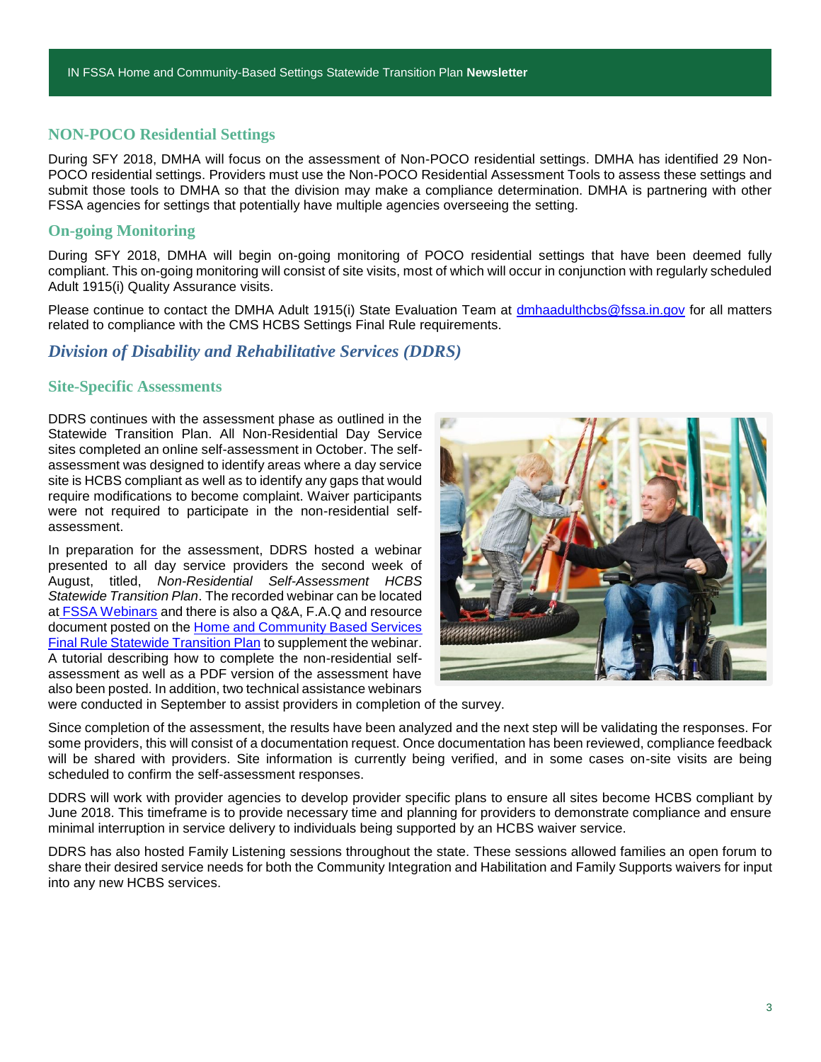## NON-POCO Residential Settings

During SFY 2018, DMHA will focus on the assessment of Non-POCO residential settings. DMHA has identified 29 Non-POCO residential settings. Providers must use the Non-POCO Residential Assessment Tools to assess these settings and submit those tools to DMHA so that the division may make a compliance determination. DMHA is partnering with other FSSA agencies for settings that potentially have multiple agencies overseeing the setting.

## On-going Monitoring

During SFY 2018, DMHA will begin on-going monitoring of POCO residential settings that have been deemed fully compliant. This on-going monitoring will consist of site visits, most of which will occur in conjunction with regularly scheduled Adult 1915(i) Quality Assurance visits.

Please continue to contact the DMHA Adult 1915(i) State Evaluation Team at dmhaadulthcbs@fssa.in.gov for all matters related to compliance with the CMS HCBS Settings Final Rule requirements.

# *Division of Disability and Rehabilitative Services (DDRS)*

## Site-Specific Assessments

DDRS continues with the assessment phase as outlined in the Statewide Transition Plan. All Non-Residential Day Service sites completed an online self-assessment in October. The self-assessment was designed to identify areas where a day service site is HCBS compliant as well as to identify any gaps that would require modifications to become complaint. Waiver participants were not required to participate in the non-residential self-assessment.

In preparation for the assessment, DDRS hosted a webinar presented to all day service providers the second week of August, titled, *Non-Residential Self-Assessment HCBS Statewide Transition Plan*. The recorded webinar can be located at FSSA Webinars and there is also a Q&A, F.A.Q and resource document posted on the Home and Community Based Services Final Rule Statewide Transition Plan to supplement the webinar. A tutorial describing how to complete the non-residential self-assessment as well as a PDF version of the assessment have also been posted. In addition, two technical assistance webinars were conducted in September to assist providers in completion of the survey.

Since completion of the assessment, the results have been analyzed and the next step will be validating the responses. For some providers, this will consist of a documentation request. Once documentation has been reviewed, compliance feedback will be shared with providers. Site information is currently being verified, and in some cases on-site visits are being scheduled to confirm the self-assessment responses.

DDRS will work with provider agencies to develop provider specific plans to ensure all sites become HCBS compliant by June 2018. This timeframe is to provide necessary time and planning for providers to demonstrate compliance and ensure minimal interruption in service delivery to individuals being supported by an HCBS waiver service.

DDRS has also hosted Family Listening sessions throughout the state. These sessions allowed families an open forum to share their desired service needs for both the Community Integration and Habilitation and Family Supports waivers for input into any new HCBS services.